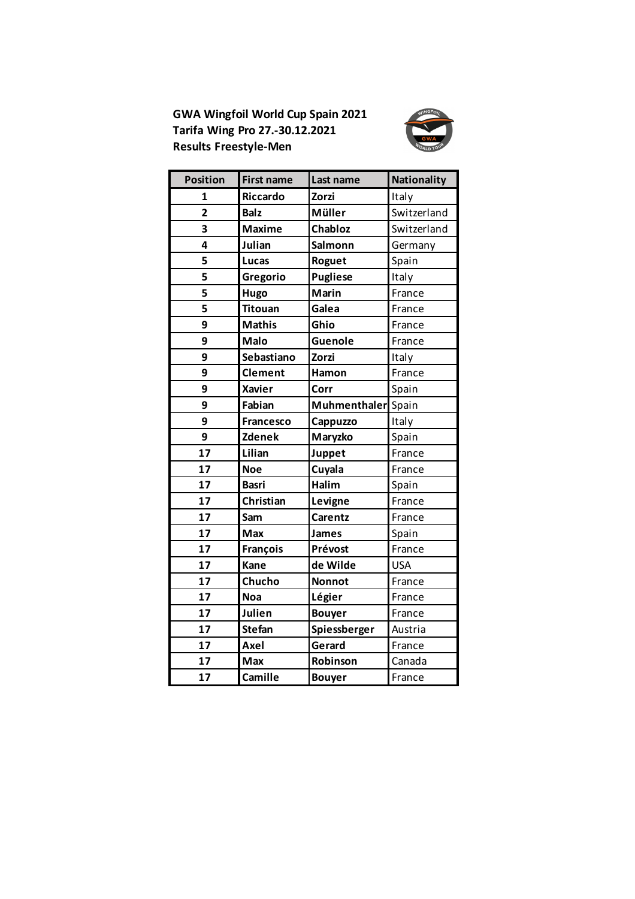**GWA Wingfoil World Cup Spain 2021**
**Tarifa Wing Pro 27.-30.12.2021**
**Results Freestyle-Men**

| Position | First name | Last name | Nationality |
|---|---|---|---|
| 1 | Riccardo | Zorzi | Italy |
| 2 | Balz | Müller | Switzerland |
| 3 | Maxime | Chabloz | Switzerland |
| 4 | Julian | Salmonn | Germany |
| 5 | Lucas | Roguet | Spain |
| 5 | Gregorio | Pugliese | Italy |
| 5 | Hugo | Marin | France |
| 5 | Titouan | Galea | France |
| 9 | Mathis | Ghio | France |
| 9 | Malo | Guenole | France |
| 9 | Sebastiano | Zorzi | Italy |
| 9 | Clement | Hamon | France |
| 9 | Xavier | Corr | Spain |
| 9 | Fabian | Muhmenthaler | Spain |
| 9 | Francesco | Cappuzzo | Italy |
| 9 | Zdenek | Maryzko | Spain |
| 17 | Lilian | Juppet | France |
| 17 | Noe | Cuyala | France |
| 17 | Basri | Halim | Spain |
| 17 | Christian | Levigne | France |
| 17 | Sam | Carentz | France |
| 17 | Max | James | Spain |
| 17 | François | Prévost | France |
| 17 | Kane | de Wilde | USA |
| 17 | Chucho | Nonnot | France |
| 17 | Noa | Légier | France |
| 17 | Julien | Bouyer | France |
| 17 | Stefan | Spiessberger | Austria |
| 17 | Axel | Gerard | France |
| 17 | Max | Robinson | Canada |
| 17 | Camille | Bouyer | France |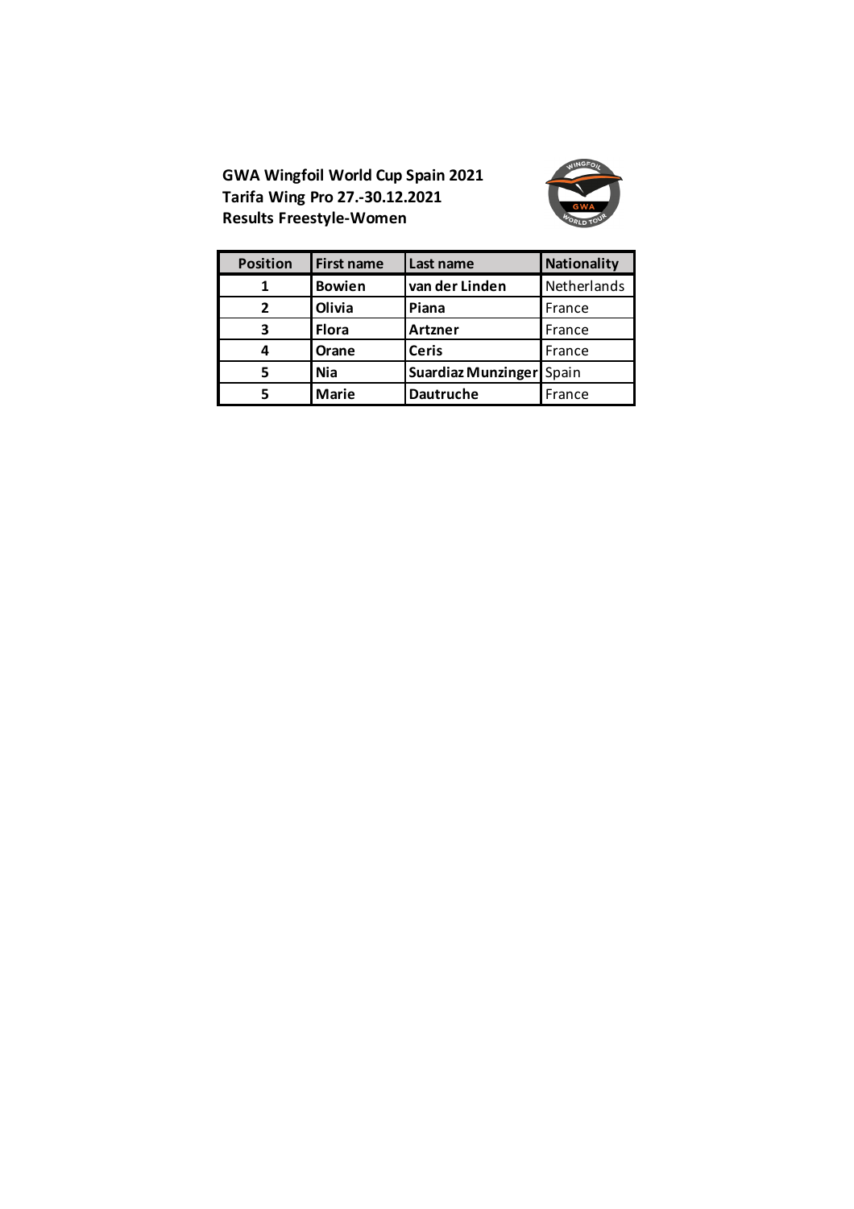**GWA Wingfoil World Cup Spain 2021**
**Tarifa Wing Pro 27.-30.12.2021**
**Results Freestyle-Women**

| Position | First name | Last name | Nationality |
|---|---|---|---|
| 1 | Bowien | van der Linden | Netherlands |
| 2 | Olivia | Piana | France |
| 3 | Flora | Artzner | France |
| 4 | Orane | Ceris | France |
| 5 | Nia | Suardiaz Munzinger | Spain |
| 5 | Marie | Dautruche | France |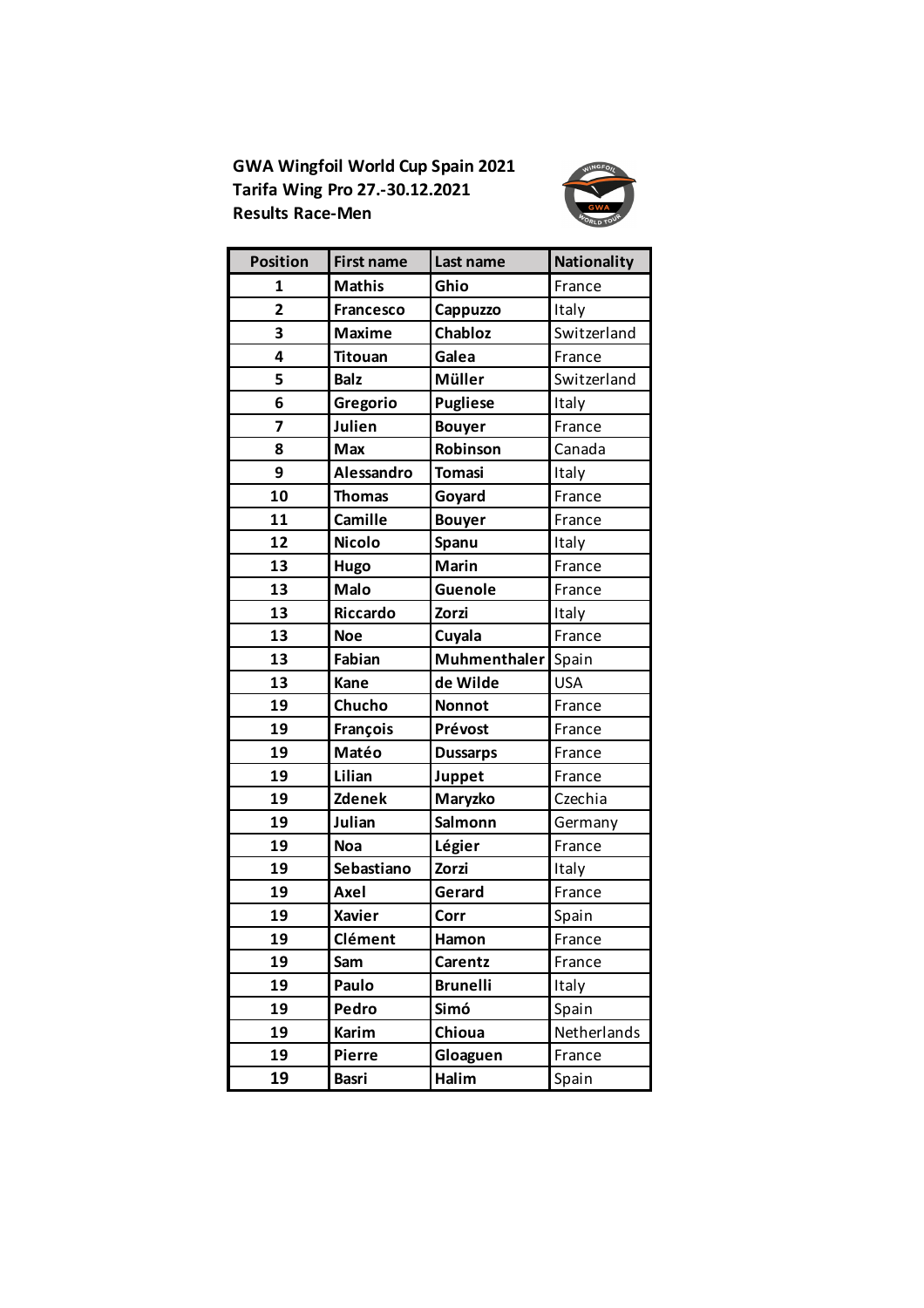**GWA Wingfoil World Cup Spain 2021**
**Tarifa Wing Pro 27.-30.12.2021**
**Results Race-Men**

| Position | First name | Last name | Nationality |
|---|---|---|---|
| 1 | Mathis | Ghio | France |
| 2 | Francesco | Cappuzzo | Italy |
| 3 | Maxime | Chabloz | Switzerland |
| 4 | Titouan | Galea | France |
| 5 | Balz | Müller | Switzerland |
| 6 | Gregorio | Pugliese | Italy |
| 7 | Julien | Bouyer | France |
| 8 | Max | Robinson | Canada |
| 9 | Alessandro | Tomasi | Italy |
| 10 | Thomas | Goyard | France |
| 11 | Camille | Bouyer | France |
| 12 | Nicolo | Spanu | Italy |
| 13 | Hugo | Marin | France |
| 13 | Malo | Guenole | France |
| 13 | Riccardo | Zorzi | Italy |
| 13 | Noe | Cuyala | France |
| 13 | Fabian | Muhmenthaler | Spain |
| 13 | Kane | de Wilde | USA |
| 19 | Chucho | Nonnot | France |
| 19 | François | Prévost | France |
| 19 | Matéo | Dussarps | France |
| 19 | Lilian | Juppet | France |
| 19 | Zdenek | Maryzko | Czechia |
| 19 | Julian | Salmonn | Germany |
| 19 | Noa | Légier | France |
| 19 | Sebastiano | Zorzi | Italy |
| 19 | Axel | Gerard | France |
| 19 | Xavier | Corr | Spain |
| 19 | Clément | Hamon | France |
| 19 | Sam | Carentz | France |
| 19 | Paulo | Brunelli | Italy |
| 19 | Pedro | Simó | Spain |
| 19 | Karim | Chioua | Netherlands |
| 19 | Pierre | Gloaguen | France |
| 19 | Basri | Halim | Spain |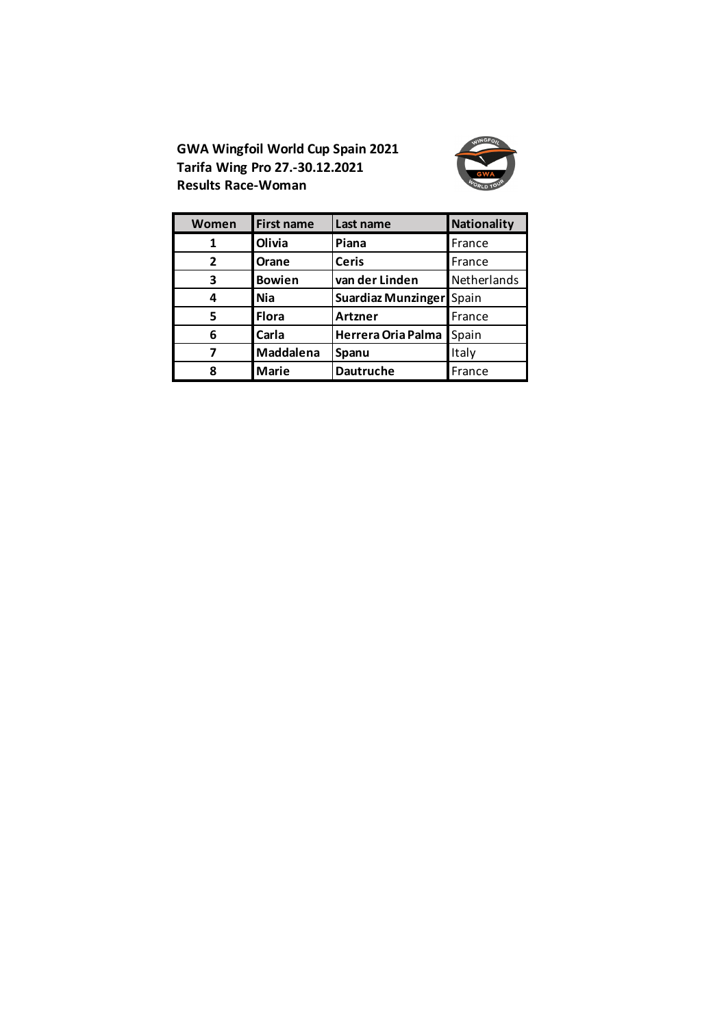**GWA Wingfoil World Cup Spain 2021**
**Tarifa Wing Pro 27.-30.12.2021**
**Results Race-Woman**

| Women | First name | Last name | Nationality |
|---|---|---|---|
| **1** | **Olivia** | **Piana** | France |
| **2** | **Orane** | **Ceris** | France |
| **3** | **Bowien** | **van der Linden** | Netherlands |
| **4** | **Nia** | **Suardiaz Munzinger** | Spain |
| **5** | **Flora** | **Artzner** | France |
| **6** | **Carla** | **Herrera Oria Palma** | Spain |
| **7** | **Maddalena** | **Spanu** | Italy |
| **8** | **Marie** | **Dautruche** | France |